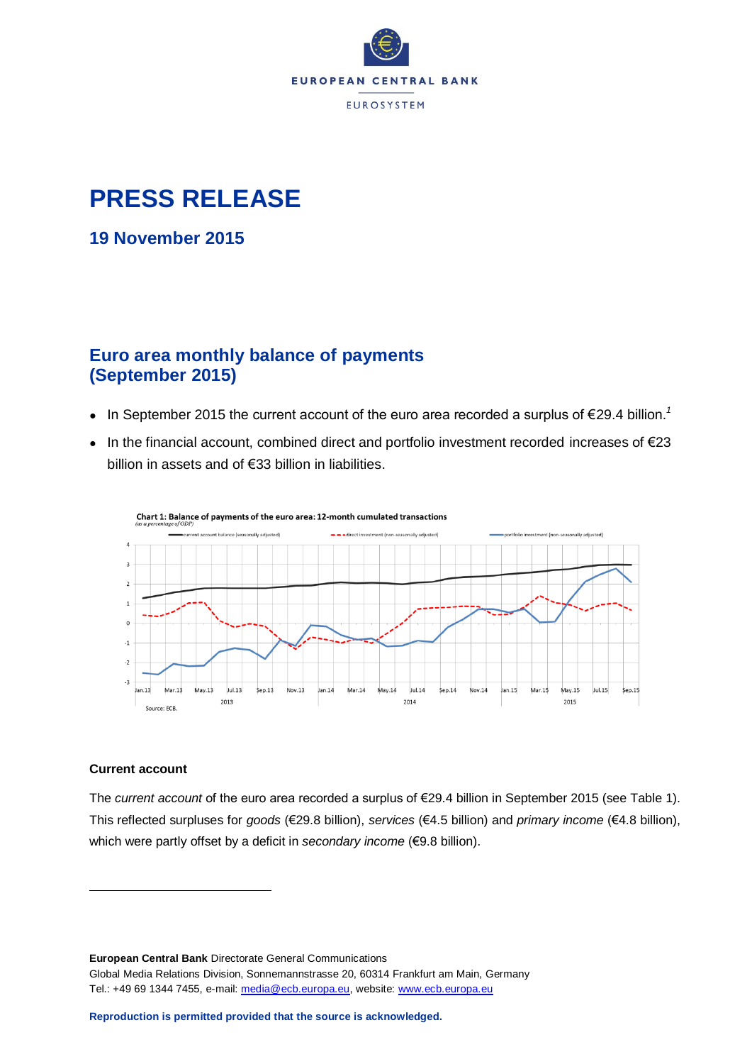EUROPEAN CENTRAL BANK

EUROSYSTEM

# PRESS RELEASE

## 19 November 2015

## Euro area monthly balance of payments (September 2015)

- In September 2015 the current account of the euro area recorded a surplus of €29.4 billion.[1]
- In the financial account, combined direct and portfolio investment recorded increases of €23 billion in assets and of €33 billion in liabilities.

Chart 1: Balance of payments of the euro area: 12-month cumulated transactions
(as a percentage of GDP)

Source: ECB.

### Current account

The *current account* of the euro area recorded a surplus of €29.4 billion in September 2015 (see Table 1). This reflected surpluses for *goods* (€29.8 billion), *services* (€4.5 billion) and *primary income* (€4.8 billion), which were partly offset by a deficit in *secondary income* (€9.8 billion).

**European Central Bank** Directorate General Communications
Global Media Relations Division, Sonnemannstrasse 20, 60314 Frankfurt am Main, Germany
Tel.: +49 69 1344 7455, e-mail: media@ecb.europa.eu, website: www.ecb.europa.eu

**Reproduction is permitted provided that the source is acknowledged.**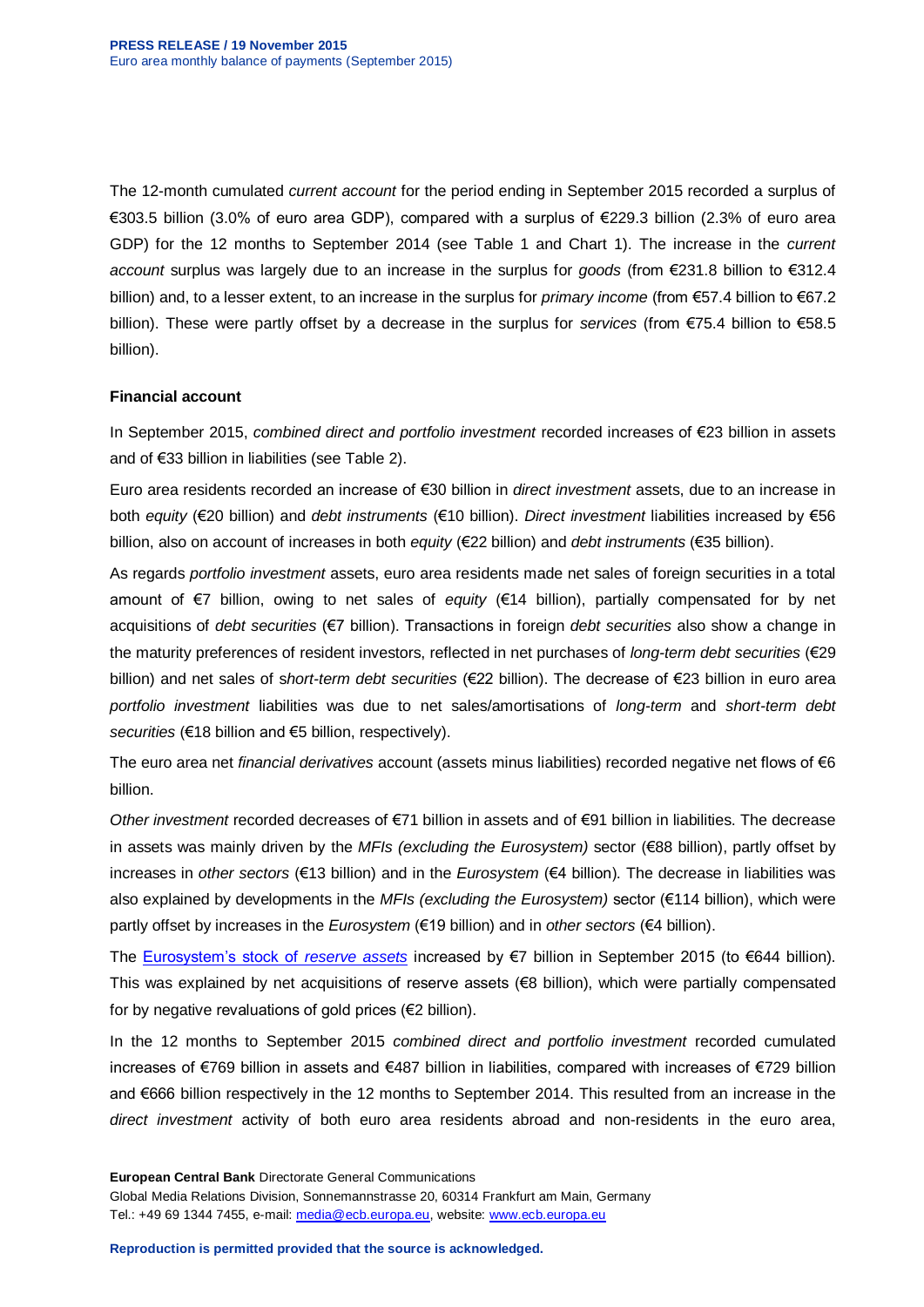The 12-month cumulated *current account* for the period ending in September 2015 recorded a surplus of €303.5 billion (3.0% of euro area GDP), compared with a surplus of €229.3 billion (2.3% of euro area GDP) for the 12 months to September 2014 (see Table 1 and Chart 1). The increase in the *current account* surplus was largely due to an increase in the surplus for *goods* (from €231.8 billion to €312.4 billion) and, to a lesser extent, to an increase in the surplus for *primary income* (from €57.4 billion to €67.2 billion). These were partly offset by a decrease in the surplus for *services* (from €75.4 billion to €58.5 billion).

**Financial account**

In September 2015, *combined direct and portfolio investment* recorded increases of €23 billion in assets and of €33 billion in liabilities (see Table 2).

Euro area residents recorded an increase of €30 billion in *direct investment* assets, due to an increase in both *equity* (€20 billion) and *debt instruments* (€10 billion). *Direct investment* liabilities increased by €56 billion, also on account of increases in both *equity* (€22 billion) and *debt instruments* (€35 billion).

As regards *portfolio investment* assets, euro area residents made net sales of foreign securities in a total amount of €7 billion, owing to net sales of *equity* (€14 billion), partially compensated for by net acquisitions of *debt securities* (€7 billion). Transactions in foreign *debt securities* also show a change in the maturity preferences of resident investors, reflected in net purchases of *long-term debt securities* (€29 billion) and net sales of *short-term debt securities* (€22 billion). The decrease of €23 billion in euro area *portfolio investment* liabilities was due to net sales/amortisations of *long-term* and *short-term debt securities* (€18 billion and €5 billion, respectively).

The euro area net *financial derivatives* account (assets minus liabilities) recorded negative net flows of €6 billion.

*Other investment* recorded decreases of €71 billion in assets and of €91 billion in liabilities. The decrease in assets was mainly driven by the *MFIs (excluding the Eurosystem)* sector (€88 billion), partly offset by increases in *other sectors* (€13 billion) and in the *Eurosystem* (€4 billion). The decrease in liabilities was also explained by developments in the *MFIs (excluding the Eurosystem)* sector (€114 billion), which were partly offset by increases in the *Eurosystem* (€19 billion) and in *other sectors* (€4 billion).

The Eurosystem's stock of *reserve assets* increased by €7 billion in September 2015 (to €644 billion). This was explained by net acquisitions of reserve assets (€8 billion), which were partially compensated for by negative revaluations of gold prices (€2 billion).

In the 12 months to September 2015 *combined direct and portfolio investment* recorded cumulated increases of €769 billion in assets and €487 billion in liabilities, compared with increases of €729 billion and €666 billion respectively in the 12 months to September 2014. This resulted from an increase in the *direct investment* activity of both euro area residents abroad and non-residents in the euro area,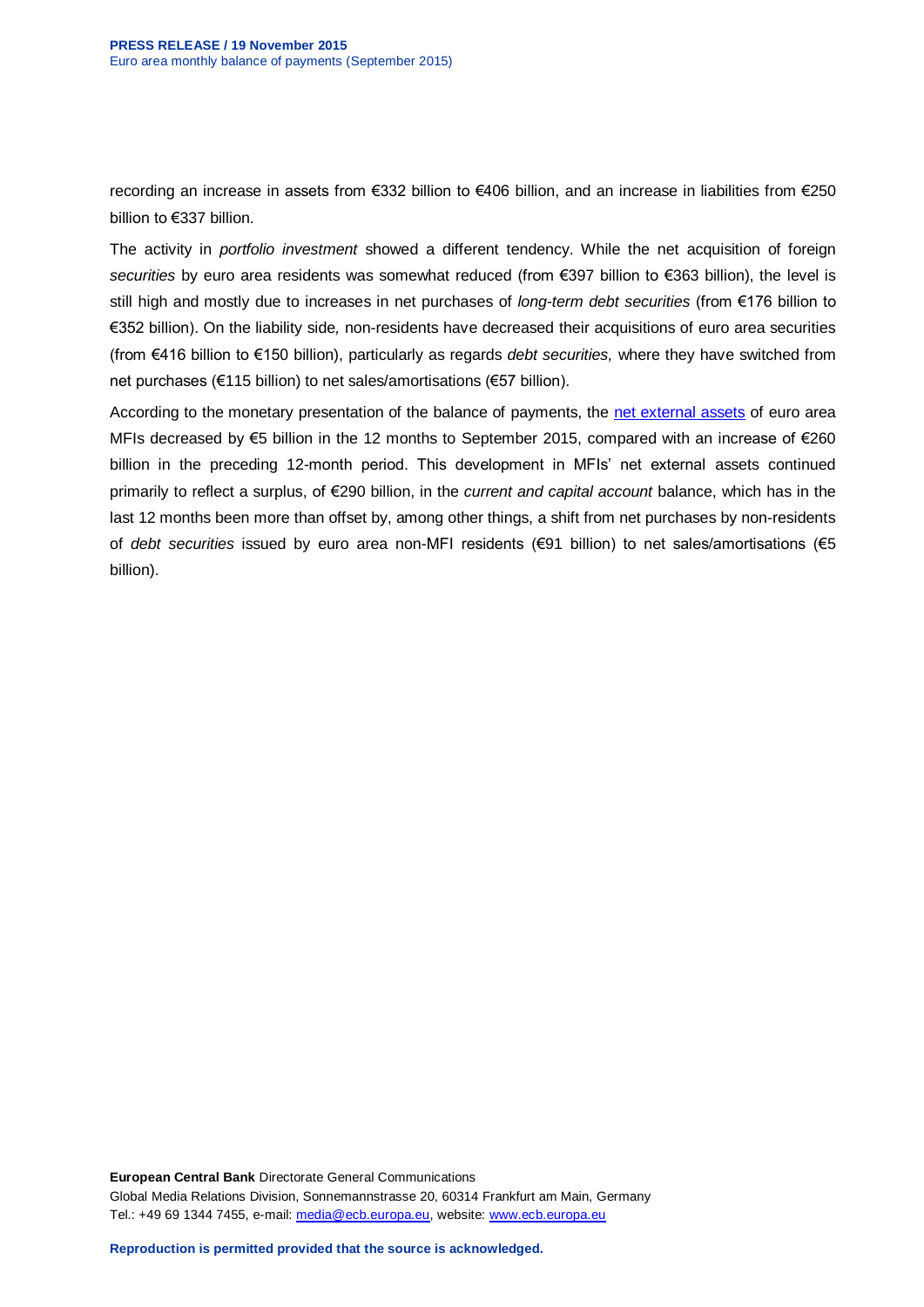recording an increase in assets from €332 billion to €406 billion, and an increase in liabilities from €250 billion to €337 billion.

The activity in *portfolio investment* showed a different tendency. While the net acquisition of foreign *securities* by euro area residents was somewhat reduced (from €397 billion to €363 billion), the level is still high and mostly due to increases in net purchases of *long-term debt securities* (from €176 billion to €352 billion). On the liability side, non-residents have decreased their acquisitions of euro area securities (from €416 billion to €150 billion), particularly as regards *debt securities,* where they have switched from net purchases (€115 billion) to net sales/amortisations (€57 billion).

According to the monetary presentation of the balance of payments, the net external assets of euro area MFIs decreased by €5 billion in the 12 months to September 2015, compared with an increase of €260 billion in the preceding 12-month period. This development in MFIs' net external assets continued primarily to reflect a surplus, of €290 billion, in the *current and capital account* balance, which has in the last 12 months been more than offset by, among other things, a shift from net purchases by non-residents of *debt securities* issued by euro area non-MFI residents (€91 billion) to net sales/amortisations (€5 billion).

**European Central Bank** Directorate General Communications
Global Media Relations Division, Sonnemannstrasse 20, 60314 Frankfurt am Main, Germany
Tel.: +49 69 1344 7455, e-mail: media@ecb.europa.eu, website: www.ecb.europa.eu

**Reproduction is permitted provided that the source is acknowledged.**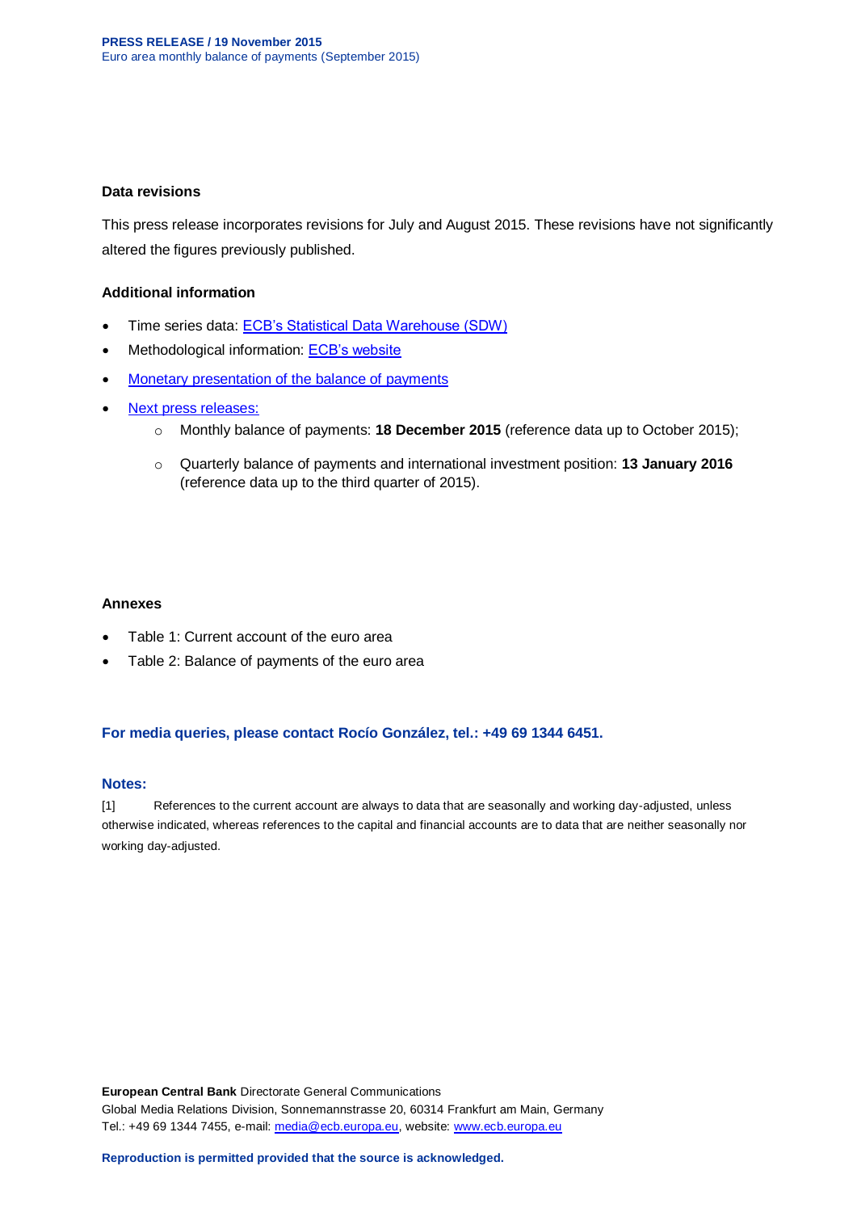#### Data revisions

This press release incorporates revisions for July and August 2015. These revisions have not significantly altered the figures previously published.

#### Additional information

- Time series data: ECB's Statistical Data Warehouse (SDW)
- Methodological information: ECB's website
- Monetary presentation of the balance of payments
- Next press releases:
  - Monthly balance of payments: **18 December 2015** (reference data up to October 2015);
  - Quarterly balance of payments and international investment position: **13 January 2016** (reference data up to the third quarter of 2015).

#### Annexes

- Table 1: Current account of the euro area
- Table 2: Balance of payments of the euro area

**For media queries, please contact Rocío González, tel.: +49 69 1344 6451.**

**Notes:**

[1] References to the current account are always to data that are seasonally and working day-adjusted, unless otherwise indicated, whereas references to the capital and financial accounts are to data that are neither seasonally nor working day-adjusted.

**European Central Bank** Directorate General Communications
Global Media Relations Division, Sonnemannstrasse 20, 60314 Frankfurt am Main, Germany
Tel.: +49 69 1344 7455, e-mail: media@ecb.europa.eu, website: www.ecb.europa.eu

**Reproduction is permitted provided that the source is acknowledged.**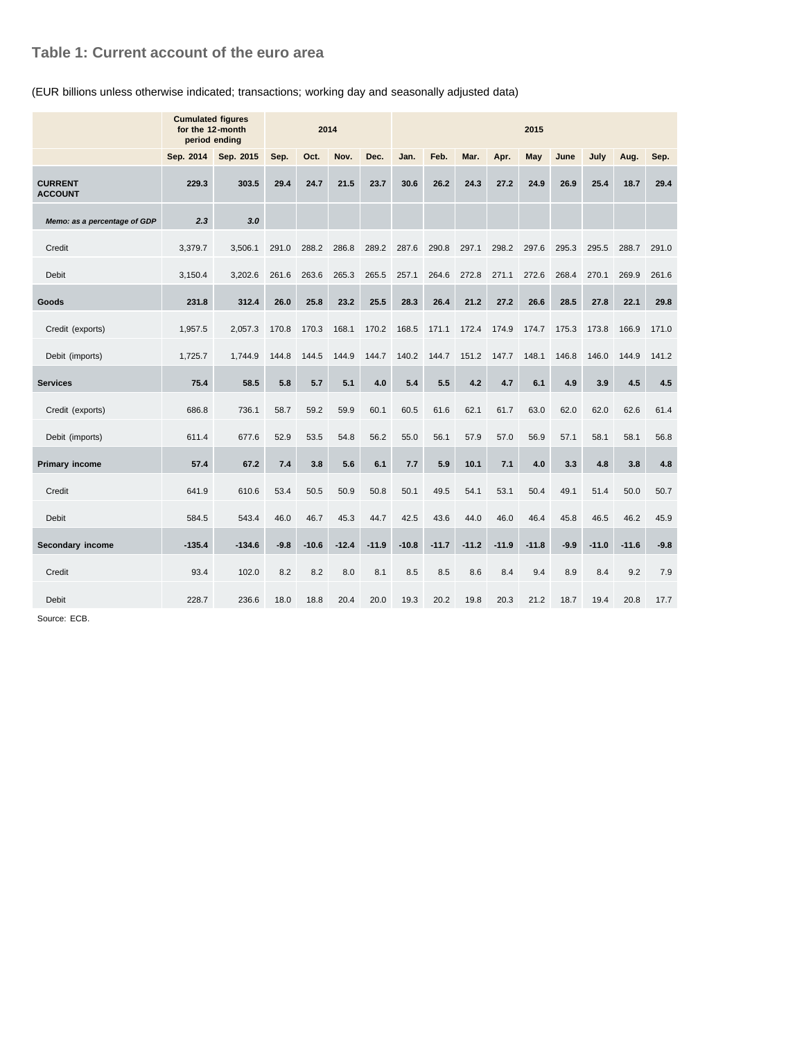## Table 1: Current account of the euro area

(EUR billions unless otherwise indicated; transactions; working day and seasonally adjusted data)

| | Cumulated figures for the 12-month period ending | | 2014 | | | | 2015 | | | | | | | | |
|---|---|---|---|---|---|---|---|---|---|---|---|---|---|---|---|
| | Sep. 2014 | Sep. 2015 | Sep. | Oct. | Nov. | Dec. | Jan. | Feb. | Mar. | Apr. | May | June | July | Aug. | Sep. |
| **CURRENT ACCOUNT** | **229.3** | **303.5** | **29.4** | **24.7** | **21.5** | **23.7** | **30.6** | **26.2** | **24.3** | **27.2** | **24.9** | **26.9** | **25.4** | **18.7** | **29.4** |
| ***Memo: as a percentage of GDP*** | ***2.3*** | ***3.0*** | | | | | | | | | | | | | |
| Credit | 3,379.7 | 3,506.1 | 291.0 | 288.2 | 286.8 | 289.2 | 287.6 | 290.8 | 297.1 | 298.2 | 297.6 | 295.3 | 295.5 | 288.7 | 291.0 |
| Debit | 3,150.4 | 3,202.6 | 261.6 | 263.6 | 265.3 | 265.5 | 257.1 | 264.6 | 272.8 | 271.1 | 272.6 | 268.4 | 270.1 | 269.9 | 261.6 |
| **Goods** | **231.8** | **312.4** | **26.0** | **25.8** | **23.2** | **25.5** | **28.3** | **26.4** | **21.2** | **27.2** | **26.6** | **28.5** | **27.8** | **22.1** | **29.8** |
| Credit (exports) | 1,957.5 | 2,057.3 | 170.8 | 170.3 | 168.1 | 170.2 | 168.5 | 171.1 | 172.4 | 174.9 | 174.7 | 175.3 | 173.8 | 166.9 | 171.0 |
| Debit (imports) | 1,725.7 | 1,744.9 | 144.8 | 144.5 | 144.9 | 144.7 | 140.2 | 144.7 | 151.2 | 147.7 | 148.1 | 146.8 | 146.0 | 144.9 | 141.2 |
| **Services** | **75.4** | **58.5** | **5.8** | **5.7** | **5.1** | **4.0** | **5.4** | **5.5** | **4.2** | **4.7** | **6.1** | **4.9** | **3.9** | **4.5** | **4.5** |
| Credit (exports) | 686.8 | 736.1 | 58.7 | 59.2 | 59.9 | 60.1 | 60.5 | 61.6 | 62.1 | 61.7 | 63.0 | 62.0 | 62.0 | 62.6 | 61.4 |
| Debit (imports) | 611.4 | 677.6 | 52.9 | 53.5 | 54.8 | 56.2 | 55.0 | 56.1 | 57.9 | 57.0 | 56.9 | 57.1 | 58.1 | 58.1 | 56.8 |
| **Primary income** | **57.4** | **67.2** | **7.4** | **3.8** | **5.6** | **6.1** | **7.7** | **5.9** | **10.1** | **7.1** | **4.0** | **3.3** | **4.8** | **3.8** | **4.8** |
| Credit | 641.9 | 610.6 | 53.4 | 50.5 | 50.9 | 50.8 | 50.1 | 49.5 | 54.1 | 53.1 | 50.4 | 49.1 | 51.4 | 50.0 | 50.7 |
| Debit | 584.5 | 543.4 | 46.0 | 46.7 | 45.3 | 44.7 | 42.5 | 43.6 | 44.0 | 46.0 | 46.4 | 45.8 | 46.5 | 46.2 | 45.9 |
| **Secondary income** | **-135.4** | **-134.6** | **-9.8** | **-10.6** | **-12.4** | **-11.9** | **-10.8** | **-11.7** | **-11.2** | **-11.9** | **-11.8** | **-9.9** | **-11.0** | **-11.6** | **-9.8** |
| Credit | 93.4 | 102.0 | 8.2 | 8.2 | 8.0 | 8.1 | 8.5 | 8.5 | 8.6 | 8.4 | 9.4 | 8.9 | 8.4 | 9.2 | 7.9 |
| Debit | 228.7 | 236.6 | 18.0 | 18.8 | 20.4 | 20.0 | 19.3 | 20.2 | 19.8 | 20.3 | 21.2 | 18.7 | 19.4 | 20.8 | 17.7 |

Source: ECB.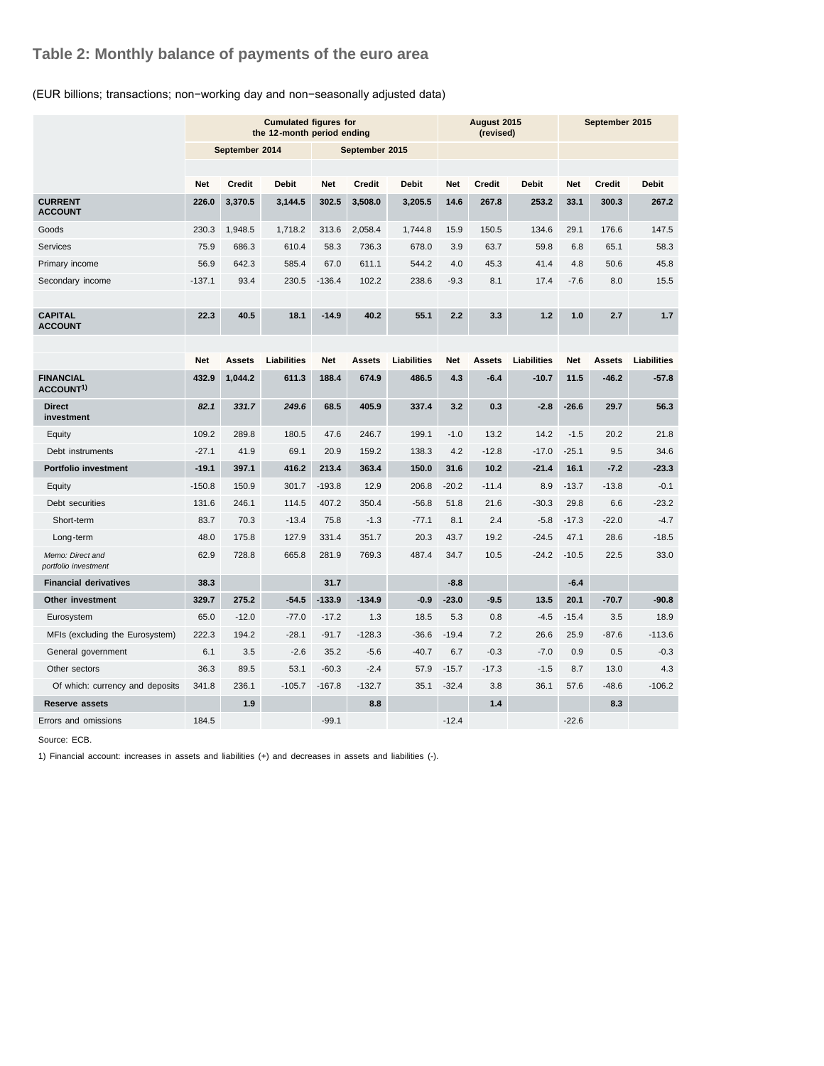## Table 2: Monthly balance of payments of the euro area

(EUR billions; transactions; non−working day and non−seasonally adjusted data)

| | Cumulated figures for the 12-month period ending | | | | | | August 2015 (revised) | | | September 2015 | | |
|---|---|---|---|---|---|---|---|---|---|---|---|---|
| | September 2014 | | | September 2015 | | | | | | | | |
| | Net | Credit | Debit | Net | Credit | Debit | Net | Credit | Debit | Net | Credit | Debit |
| **CURRENT ACCOUNT** | **226.0** | **3,370.5** | **3,144.5** | **302.5** | **3,508.0** | **3,205.5** | **14.6** | **267.8** | **253.2** | **33.1** | **300.3** | **267.2** |
| Goods | 230.3 | 1,948.5 | 1,718.2 | 313.6 | 2,058.4 | 1,744.8 | 15.9 | 150.5 | 134.6 | 29.1 | 176.6 | 147.5 |
| Services | 75.9 | 686.3 | 610.4 | 58.3 | 736.3 | 678.0 | 3.9 | 63.7 | 59.8 | 6.8 | 65.1 | 58.3 |
| Primary income | 56.9 | 642.3 | 585.4 | 67.0 | 611.1 | 544.2 | 4.0 | 45.3 | 41.4 | 4.8 | 50.6 | 45.8 |
| Secondary income | -137.1 | 93.4 | 230.5 | -136.4 | 102.2 | 238.6 | -9.3 | 8.1 | 17.4 | -7.6 | 8.0 | 15.5 |
| **CAPITAL ACCOUNT** | **22.3** | **40.5** | **18.1** | **-14.9** | **40.2** | **55.1** | **2.2** | **3.3** | **1.2** | **1.0** | **2.7** | **1.7** |
| | Net | Assets | Liabilities | Net | Assets | Liabilities | Net | Assets | Liabilities | Net | Assets | Liabilities |
| **FINANCIAL ACCOUNT[1]** | **432.9** | **1,044.2** | **611.3** | **188.4** | **674.9** | **486.5** | **4.3** | **-6.4** | **-10.7** | **11.5** | **-46.2** | **-57.8** |
| **Direct investment** | ***82.1*** | ***331.7*** | ***249.6*** | **68.5** | **405.9** | **337.4** | **3.2** | **0.3** | **-2.8** | **-26.6** | **29.7** | **56.3** |
| Equity | 109.2 | 289.8 | 180.5 | 47.6 | 246.7 | 199.1 | -1.0 | 13.2 | 14.2 | -1.5 | 20.2 | 21.8 |
| Debt instruments | -27.1 | 41.9 | 69.1 | 20.9 | 159.2 | 138.3 | 4.2 | -12.8 | -17.0 | -25.1 | 9.5 | 34.6 |
| **Portfolio investment** | **-19.1** | **397.1** | **416.2** | **213.4** | **363.4** | **150.0** | **31.6** | **10.2** | **-21.4** | **16.1** | **-7.2** | **-23.3** |
| Equity | -150.8 | 150.9 | 301.7 | -193.8 | 12.9 | 206.8 | -20.2 | -11.4 | 8.9 | -13.7 | -13.8 | -0.1 |
| Debt securities | 131.6 | 246.1 | 114.5 | 407.2 | 350.4 | -56.8 | 51.8 | 21.6 | -30.3 | 29.8 | 6.6 | -23.2 |
| Short-term | 83.7 | 70.3 | -13.4 | 75.8 | -1.3 | -77.1 | 8.1 | 2.4 | -5.8 | -17.3 | -22.0 | -4.7 |
| Long-term | 48.0 | 175.8 | 127.9 | 331.4 | 351.7 | 20.3 | 43.7 | 19.2 | -24.5 | 47.1 | 28.6 | -18.5 |
| *Memo: Direct and portfolio investment* | 62.9 | 728.8 | 665.8 | 281.9 | 769.3 | 487.4 | 34.7 | 10.5 | -24.2 | -10.5 | 22.5 | 33.0 |
| **Financial derivatives** | **38.3** | | | **31.7** | | | **-8.8** | | | **-6.4** | | |
| **Other investment** | **329.7** | **275.2** | **-54.5** | **-133.9** | **-134.9** | **-0.9** | **-23.0** | **-9.5** | **13.5** | **20.1** | **-70.7** | **-90.8** |
| Eurosystem | 65.0 | -12.0 | -77.0 | -17.2 | 1.3 | 18.5 | 5.3 | 0.8 | -4.5 | -15.4 | 3.5 | 18.9 |
| MFIs (excluding the Eurosystem) | 222.3 | 194.2 | -28.1 | -91.7 | -128.3 | -36.6 | -19.4 | 7.2 | 26.6 | 25.9 | -87.6 | -113.6 |
| General government | 6.1 | 3.5 | -2.6 | 35.2 | -5.6 | -40.7 | 6.7 | -0.3 | -7.0 | 0.9 | 0.5 | -0.3 |
| Other sectors | 36.3 | 89.5 | 53.1 | -60.3 | -2.4 | 57.9 | -15.7 | -17.3 | -1.5 | 8.7 | 13.0 | 4.3 |
| Of which: currency and deposits | 341.8 | 236.1 | -105.7 | -167.8 | -132.7 | 35.1 | -32.4 | 3.8 | 36.1 | 57.6 | -48.6 | -106.2 |
| **Reserve assets** | | **1.9** | | | **8.8** | | | **1.4** | | | **8.3** | |
| Errors and omissions | 184.5 | | | -99.1 | | | -12.4 | | | -22.6 | | |

Source: ECB.

1) Financial account: increases in assets and liabilities (+) and decreases in assets and liabilities (-).